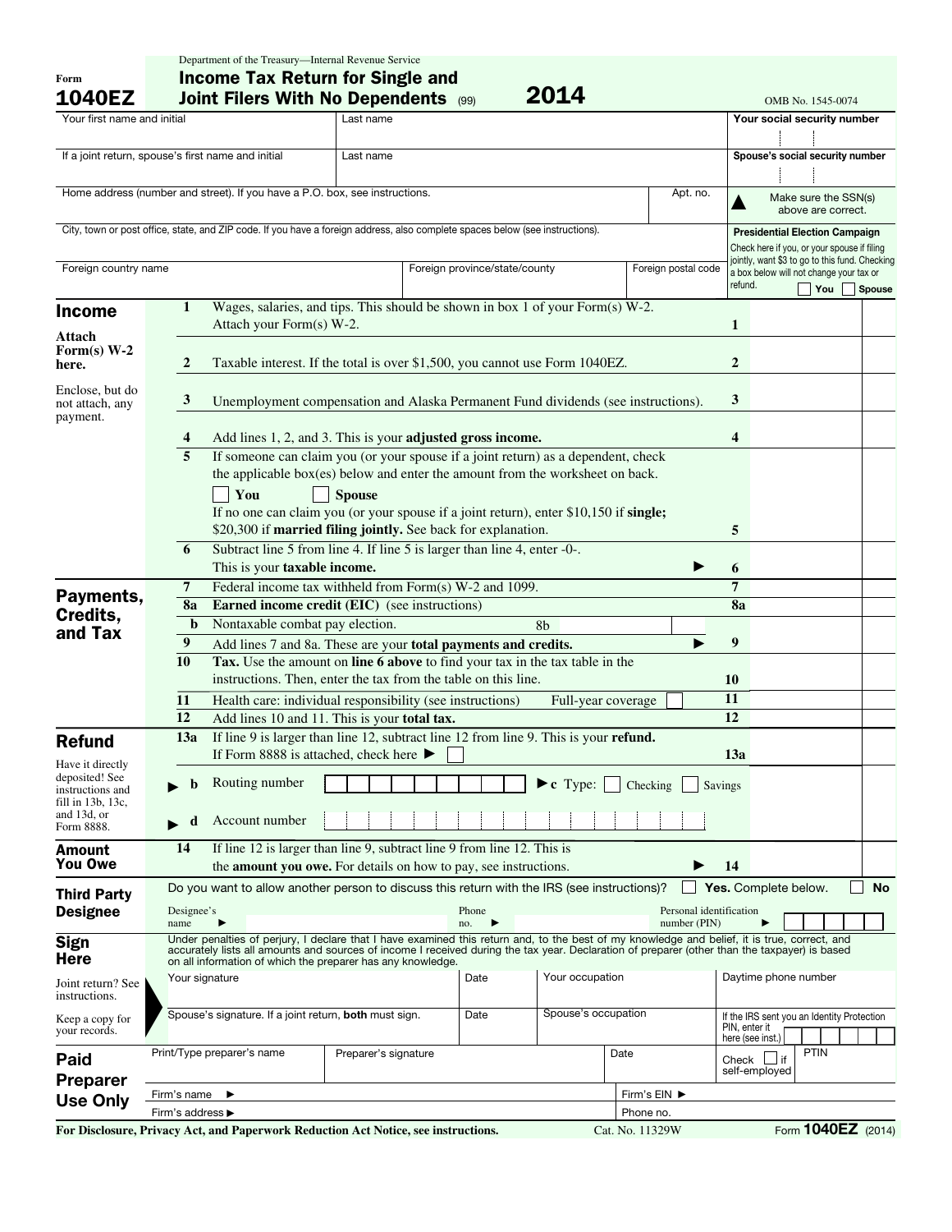Form **1040EZ**

Department of the Treasury—Internal Revenue Service

# Income Tax Return for Single and Joint Filers With No Dependents (99) 2014

OMB No. 1545-0074

| Your first name and initial | Last name | Your social security number |
|---|---|---|
| If a joint return, spouse's first name and initial | Last name | Spouse's social security number |
| Home address (number and street). If you have a P.O. box, see instructions. | Apt. no. | ▲ Make sure the SSN(s) above are correct. |
| City, town or post office, state, and ZIP code. If you have a foreign address, also complete spaces below (see instructions). | | **Presidential Election Campaign** Check here if you, or your spouse if filing jointly, want $3 to go to this fund. Checking a box below will not change your tax or refund. ☐ You ☐ Spouse |
| Foreign country name | Foreign province/state/county / Foreign postal code | |

## Income

**Attach Form(s) W-2 here.**

Enclose, but do not attach, any payment.

| Line | Description | | Amount |
|---|---|---|---|
| 1 | Wages, salaries, and tips. This should be shown in box 1 of your Form(s) W-2. Attach your Form(s) W-2. | 1 | |
| 2 | Taxable interest. If the total is over $1,500, you cannot use Form 1040EZ. | 2 | |
| 3 | Unemployment compensation and Alaska Permanent Fund dividends (see instructions). | 3 | |
| 4 | Add lines 1, 2, and 3. This is your **adjusted gross income.** | 4 | |
| 5 | If someone can claim you (or your spouse if a joint return) as a dependent, check the applicable box(es) below and enter the amount from the worksheet on back. ☐ You ☐ Spouse. If no one can claim you (or your spouse if a joint return), enter $10,150 if **single;** $20,300 if **married filing jointly.** See back for explanation. | 5 | |
| 6 | Subtract line 5 from line 4. If line 5 is larger than line 4, enter -0-. This is your **taxable income.** ▶ | 6 | |

## Payments, Credits, and Tax

| Line | Description | | Amount |
|---|---|---|---|
| 7 | Federal income tax withheld from Form(s) W-2 and 1099. | 7 | |
| 8a | **Earned income credit (EIC)** (see instructions) | 8a | |
| b | Nontaxable combat pay election. 8b | | |
| 9 | Add lines 7 and 8a. These are your **total payments and credits.** ▶ | 9 | |
| 10 | **Tax.** Use the amount on **line 6 above** to find your tax in the tax table in the instructions. Then, enter the tax from the table on this line. | 10 | |
| 11 | Health care: individual responsibility (see instructions) Full-year coverage ☐ | 11 | |
| 12 | Add lines 10 and 11. This is your **total tax.** | 12 | |

## Refund

Have it directly deposited! See instructions and fill in 13b, 13c, and 13d, or Form 8888.

| Line | Description | | Amount |
|---|---|---|---|
| 13a | If line 9 is larger than line 12, subtract line 12 from line 9. This is your **refund.** If Form 8888 is attached, check here ▶ ☐ | 13a | |
| ▶ b | Routing number | ▶ c Type: ☐ Checking ☐ Savings | |
| ▶ d | Account number | | |

## Amount You Owe

| Line | Description | | Amount |
|---|---|---|---|
| 14 | If line 12 is larger than line 9, subtract line 9 from line 12. This is the **amount you owe.** For details on how to pay, see instructions. ▶ | 14 | |

## Third Party Designee

Do you want to allow another person to discuss this return with the IRS (see instructions)? ☐ **Yes.** Complete below. ☐ **No**

Designee's name ▶ | Phone no. ▶ | Personal identification number (PIN) ▶

## Sign Here

Under penalties of perjury, I declare that I have examined this return and, to the best of my knowledge and belief, it is true, correct, and accurately lists all amounts and sources of income I received during the tax year. Declaration of preparer (other than the taxpayer) is based on all information of which the preparer has any knowledge.

Joint return? See instructions.

Keep a copy for your records.

| Your signature | Date | Your occupation | Daytime phone number |
|---|---|---|---|
| Spouse's signature. If a joint return, **both** must sign. | Date | Spouse's occupation | If the IRS sent you an Identity Protection PIN, enter it here (see inst.) |

## Paid Preparer Use Only

| Print/Type preparer's name | Preparer's signature | Date | Check ☐ if self-employed | PTIN |
|---|---|---|---|---|
| Firm's name ▶ | | Firm's EIN ▶ | | |
| Firm's address ▶ | | Phone no. | | |

**For Disclosure, Privacy Act, and Paperwork Reduction Act Notice, see instructions.** Cat. No. 11329W Form **1040EZ** (2014)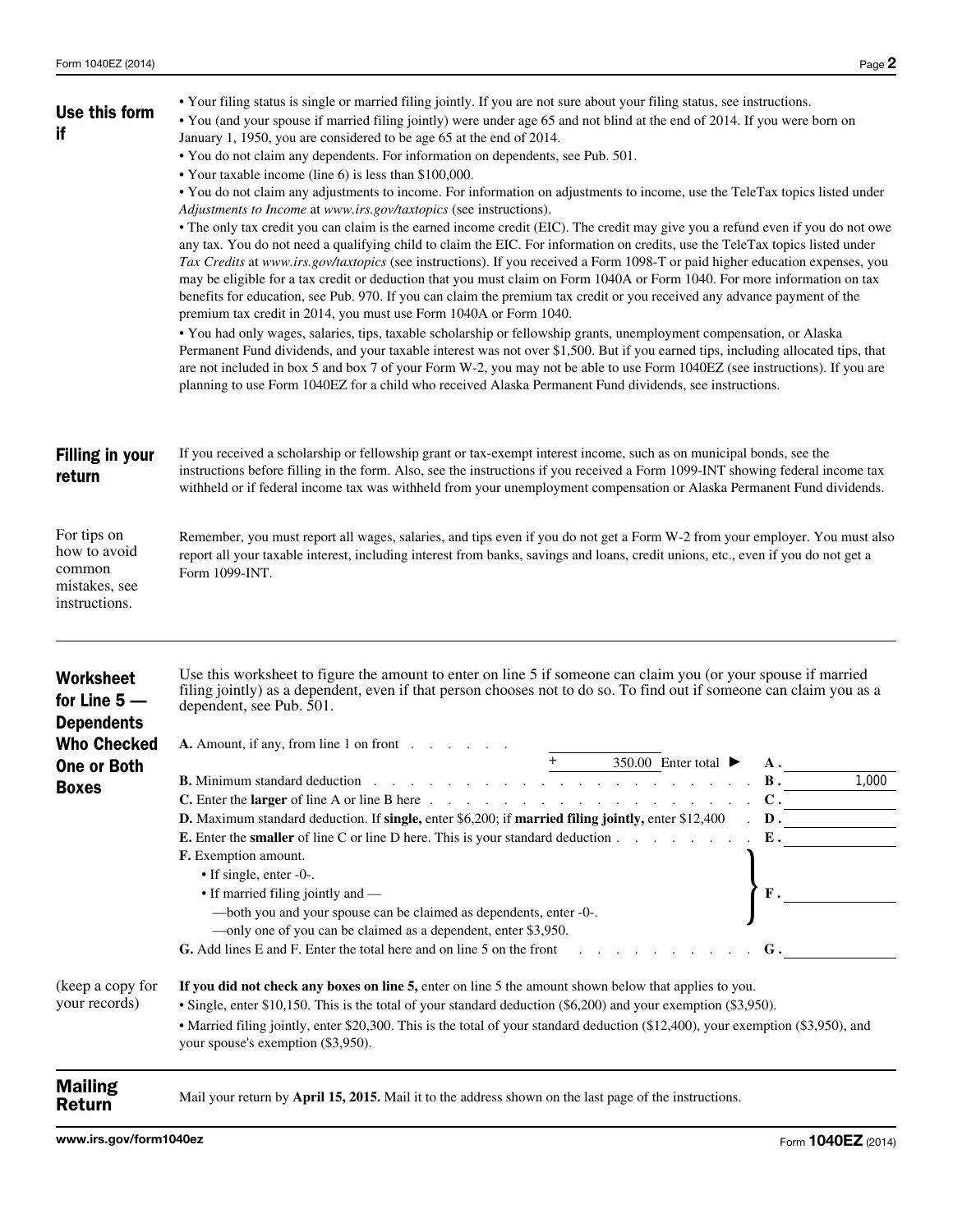## Use this form if

- Your filing status is single or married filing jointly. If you are not sure about your filing status, see instructions.
- You (and your spouse if married filing jointly) were under age 65 and not blind at the end of 2014. If you were born on January 1, 1950, you are considered to be age 65 at the end of 2014.
- You do not claim any dependents. For information on dependents, see Pub. 501.
- Your taxable income (line 6) is less than $100,000.
- You do not claim any adjustments to income. For information on adjustments to income, use the TeleTax topics listed under *Adjustments to Income* at *www.irs.gov/taxtopics* (see instructions).
- The only tax credit you can claim is the earned income credit (EIC). The credit may give you a refund even if you do not owe any tax. You do not need a qualifying child to claim the EIC. For information on credits, use the TeleTax topics listed under *Tax Credits* at *www.irs.gov/taxtopics* (see instructions). If you received a Form 1098-T or paid higher education expenses, you may be eligible for a tax credit or deduction that you must claim on Form 1040A or Form 1040. For more information on tax benefits for education, see Pub. 970. If you can claim the premium tax credit or you received any advance payment of the premium tax credit in 2014, you must use Form 1040A or Form 1040.
- You had only wages, salaries, tips, taxable scholarship or fellowship grants, unemployment compensation, or Alaska Permanent Fund dividends, and your taxable interest was not over $1,500. But if you earned tips, including allocated tips, that are not included in box 5 and box 7 of your Form W-2, you may not be able to use Form 1040EZ (see instructions). If you are planning to use Form 1040EZ for a child who received Alaska Permanent Fund dividends, see instructions.

## Filling in your return

If you received a scholarship or fellowship grant or tax-exempt interest income, such as on municipal bonds, see the instructions before filling in the form. Also, see the instructions if you received a Form 1099-INT showing federal income tax withheld or if federal income tax was withheld from your unemployment compensation or Alaska Permanent Fund dividends.

For tips on how to avoid common mistakes, see instructions.

Remember, you must report all wages, salaries, and tips even if you do not get a Form W-2 from your employer. You must also report all your taxable interest, including interest from banks, savings and loans, credit unions, etc., even if you do not get a Form 1099-INT.

## Worksheet for Line 5 — Dependents Who Checked One or Both Boxes

Use this worksheet to figure the amount to enter on line 5 if someone can claim you (or your spouse if married filing jointly) as a dependent, even if that person chooses not to do so. To find out if someone can claim you as a dependent, see Pub. 501.

**A.** Amount, if any, from line 1 on front . . . . . . + 350.00 Enter total ► **A.** ______

**B.** Minimum standard deduction . . . . . . . . . . . . . . . . . . . . . **B.** 1,000

**C.** Enter the **larger** of line A or line B here . . . . . . . . . . . . . . . . . **C.** ______

**D.** Maximum standard deduction. If **single,** enter $6,200; if **married filing jointly,** enter $12,400 . **D.** ______

**E.** Enter the **smaller** of line C or line D here. This is your standard deduction . . . . . . . . **E.** ______

**F.** Exemption amount.
- If single, enter -0-.
- If married filing jointly and —
  - —both you and your spouse can be claimed as dependents, enter -0-.
  - —only one of you can be claimed as a dependent, enter $3,950.

**F.** ______

**G.** Add lines E and F. Enter the total here and on line 5 on the front . . . . . . . . . . . **G.** ______

(keep a copy for your records)

**If you did not check any boxes on line 5,** enter on line 5 the amount shown below that applies to you.

- Single, enter $10,150. This is the total of your standard deduction ($6,200) and your exemption ($3,950).
- Married filing jointly, enter $20,300. This is the total of your standard deduction ($12,400), your exemption ($3,950), and your spouse's exemption ($3,950).

## Mailing Return

Mail your return by **April 15, 2015.** Mail it to the address shown on the last page of the instructions.